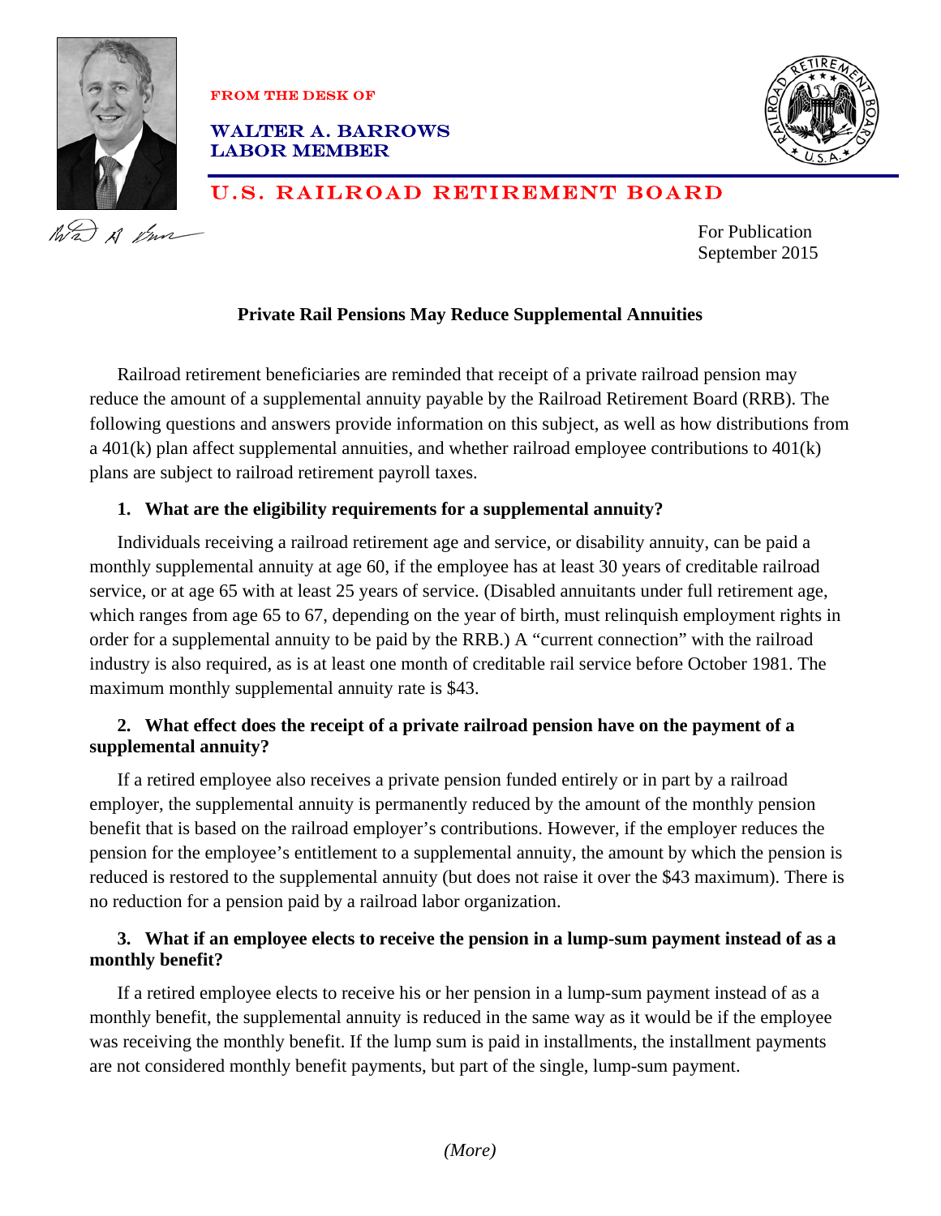FROM THE DESK OF

WALTER A. BARROWS
LABOR MEMBER

U.S. RAILROAD RETIREMENT BOARD

For Publication
September 2015

## Private Rail Pensions May Reduce Supplemental Annuities

Railroad retirement beneficiaries are reminded that receipt of a private railroad pension may reduce the amount of a supplemental annuity payable by the Railroad Retirement Board (RRB). The following questions and answers provide information on this subject, as well as how distributions from a 401(k) plan affect supplemental annuities, and whether railroad employee contributions to 401(k) plans are subject to railroad retirement payroll taxes.

**1. What are the eligibility requirements for a supplemental annuity?**

Individuals receiving a railroad retirement age and service, or disability annuity, can be paid a monthly supplemental annuity at age 60, if the employee has at least 30 years of creditable railroad service, or at age 65 with at least 25 years of service. (Disabled annuitants under full retirement age, which ranges from age 65 to 67, depending on the year of birth, must relinquish employment rights in order for a supplemental annuity to be paid by the RRB.) A "current connection" with the railroad industry is also required, as is at least one month of creditable rail service before October 1981. The maximum monthly supplemental annuity rate is $43.

**2. What effect does the receipt of a private railroad pension have on the payment of a supplemental annuity?**

If a retired employee also receives a private pension funded entirely or in part by a railroad employer, the supplemental annuity is permanently reduced by the amount of the monthly pension benefit that is based on the railroad employer's contributions. However, if the employer reduces the pension for the employee's entitlement to a supplemental annuity, the amount by which the pension is reduced is restored to the supplemental annuity (but does not raise it over the $43 maximum). There is no reduction for a pension paid by a railroad labor organization.

**3. What if an employee elects to receive the pension in a lump-sum payment instead of as a monthly benefit?**

If a retired employee elects to receive his or her pension in a lump-sum payment instead of as a monthly benefit, the supplemental annuity is reduced in the same way as it would be if the employee was receiving the monthly benefit. If the lump sum is paid in installments, the installment payments are not considered monthly benefit payments, but part of the single, lump-sum payment.

*(More)*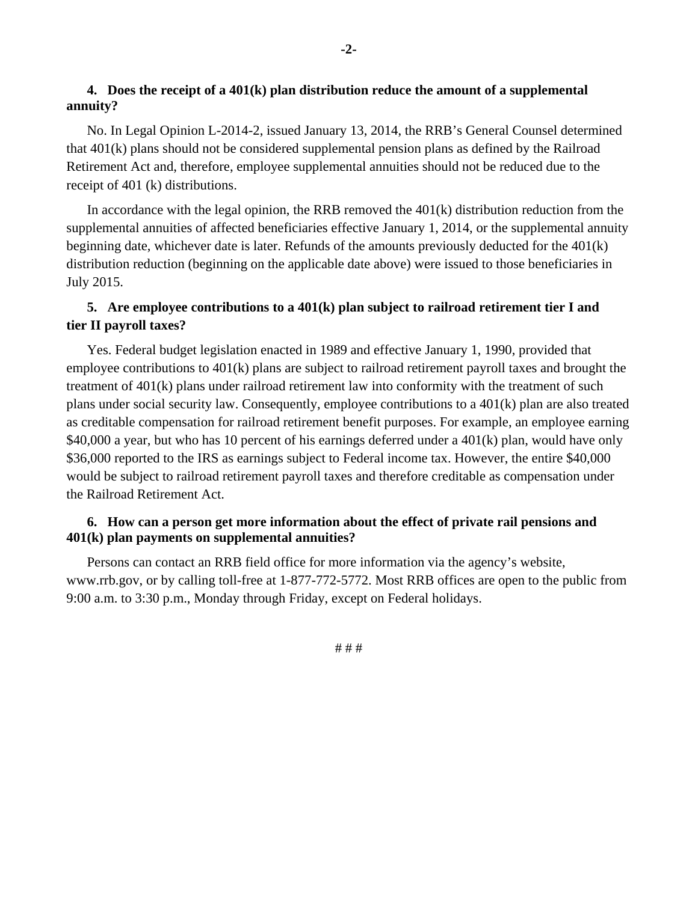**4. Does the receipt of a 401(k) plan distribution reduce the amount of a supplemental annuity?**

No. In Legal Opinion L-2014-2, issued January 13, 2014, the RRB's General Counsel determined that 401(k) plans should not be considered supplemental pension plans as defined by the Railroad Retirement Act and, therefore, employee supplemental annuities should not be reduced due to the receipt of 401 (k) distributions.

In accordance with the legal opinion, the RRB removed the 401(k) distribution reduction from the supplemental annuities of affected beneficiaries effective January 1, 2014, or the supplemental annuity beginning date, whichever date is later. Refunds of the amounts previously deducted for the 401(k) distribution reduction (beginning on the applicable date above) were issued to those beneficiaries in July 2015.

**5. Are employee contributions to a 401(k) plan subject to railroad retirement tier I and tier II payroll taxes?**

Yes. Federal budget legislation enacted in 1989 and effective January 1, 1990, provided that employee contributions to 401(k) plans are subject to railroad retirement payroll taxes and brought the treatment of 401(k) plans under railroad retirement law into conformity with the treatment of such plans under social security law. Consequently, employee contributions to a 401(k) plan are also treated as creditable compensation for railroad retirement benefit purposes. For example, an employee earning $40,000 a year, but who has 10 percent of his earnings deferred under a 401(k) plan, would have only $36,000 reported to the IRS as earnings subject to Federal income tax. However, the entire $40,000 would be subject to railroad retirement payroll taxes and therefore creditable as compensation under the Railroad Retirement Act.

**6. How can a person get more information about the effect of private rail pensions and 401(k) plan payments on supplemental annuities?**

Persons can contact an RRB field office for more information via the agency's website, www.rrb.gov, or by calling toll-free at 1-877-772-5772. Most RRB offices are open to the public from 9:00 a.m. to 3:30 p.m., Monday through Friday, except on Federal holidays.

# # #